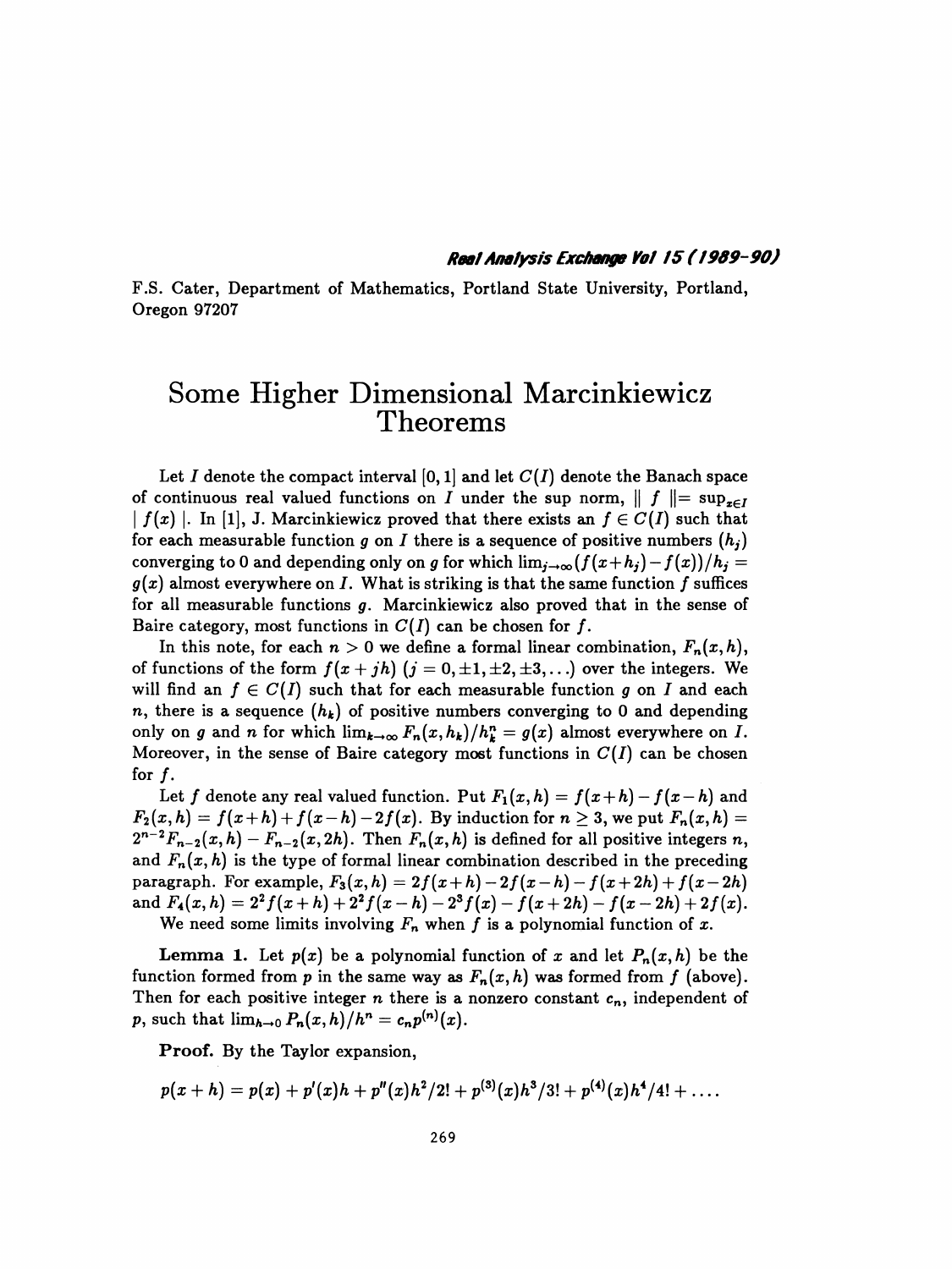F.S. Cater, Department of Mathematics, Portland State University, Portland, Oregon 97207

# Some Higher Dimensional Marcinkiewicz Theorems

Let $I$ denote the compact interval $[0,1]$ and let $C(I)$ denote the Banach space of continuous real valued functions on $I$ under the sup norm, $\| f \| = \sup_{x \in I} | f(x) |$. In [1], J. Marcinkiewicz proved that there exists an $f \in C(I)$ such that for each measurable function $g$ on $I$ there is a sequence of positive numbers $(h_j)$ converging to 0 and depending only on $g$ for which $\lim_{j\to\infty}(f(x+h_j)-f(x))/h_j = g(x)$ almost everywhere on $I$. What is striking is that the same function $f$ suffices for all measurable functions $g$. Marcinkiewicz also proved that in the sense of Baire category, most functions in $C(I)$ can be chosen for $f$.

In this note, for each $n > 0$ we define a formal linear combination, $F_n(x,h)$, of functions of the form $f(x+jh)$ $(j = 0, \pm 1, \pm 2, \pm 3, \ldots)$ over the integers. We will find an $f \in C(I)$ such that for each measurable function $g$ on $I$ and each $n$, there is a sequence $(h_k)$ of positive numbers converging to 0 and depending only on $g$ and $n$ for which $\lim_{k\to\infty} F_n(x,h_k)/h_k^n = g(x)$ almost everywhere on $I$. Moreover, in the sense of Baire category most functions in $C(I)$ can be chosen for $f$.

Let $f$ denote any real valued function. Put $F_1(x,h) = f(x+h) - f(x-h)$ and $F_2(x,h) = f(x+h) + f(x-h) - 2f(x)$. By induction for $n \geq 3$, we put $F_n(x,h) = 2^{n-2}F_{n-2}(x,h) - F_{n-2}(x,2h)$. Then $F_n(x,h)$ is defined for all positive integers $n$, and $F_n(x,h)$ is the type of formal linear combination described in the preceding paragraph. For example, $F_3(x,h) = 2f(x+h) - 2f(x-h) - f(x+2h) + f(x-2h)$ and $F_4(x,h) = 2^2 f(x+h) + 2^2 f(x-h) - 2^3 f(x) - f(x+2h) - f(x-2h) + 2f(x)$.

We need some limits involving $F_n$ when $f$ is a polynomial function of $x$.

**Lemma 1.** Let $p(x)$ be a polynomial function of $x$ and let $P_n(x,h)$ be the function formed from $p$ in the same way as $F_n(x,h)$ was formed from $f$ (above). Then for each positive integer $n$ there is a nonzero constant $c_n$, independent of $p$, such that $\lim_{h\to 0} P_n(x,h)/h^n = c_n p^{(n)}(x)$.

**Proof.** By the Taylor expansion,

$$p(x+h) = p(x) + p'(x)h + p''(x)h^2/2! + p^{(3)}(x)h^3/3! + p^{(4)}(x)h^4/4! + \ldots.$$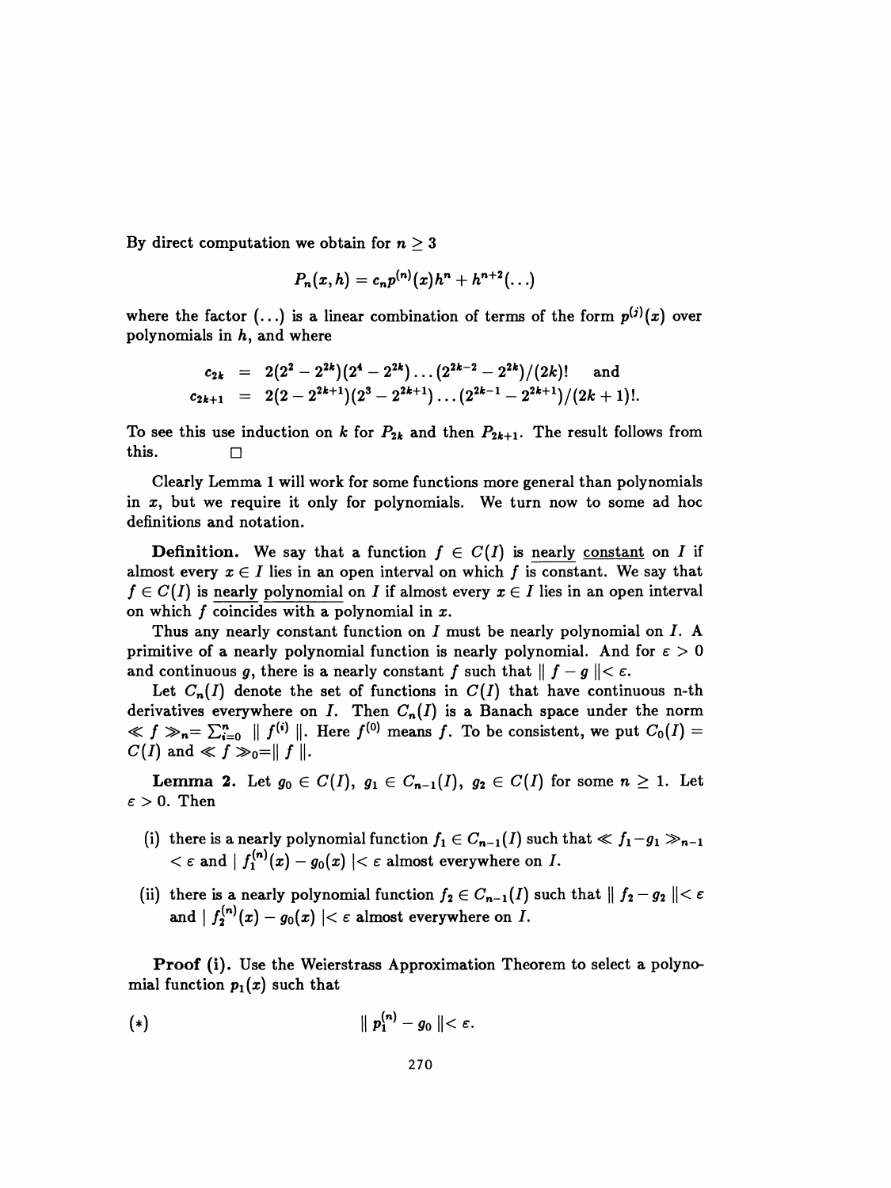By direct computation we obtain for $n \geq 3$

$$P_n(x,h) = c_n p^{(n)}(x)h^n + h^{n+2}(\ldots)$$

where the factor $(\ldots)$ is a linear combination of terms of the form $p^{(j)}(x)$ over polynomials in $h$, and where

$$\begin{aligned} c_{2k} &= 2(2^2 - 2^{2k})(2^4 - 2^{2k})\ldots(2^{2k-2} - 2^{2k})/(2k)! \quad \text{and} \\ c_{2k+1} &= 2(2 - 2^{2k+1})(2^3 - 2^{2k+1})\ldots(2^{2k-1} - 2^{2k+1})/(2k+1)!. \end{aligned}$$

To see this use induction on $k$ for $P_{2k}$ and then $P_{2k+1}$. The result follows from this. □

Clearly Lemma 1 will work for some functions more general than polynomials in $x$, but we require it only for polynomials. We turn now to some ad hoc definitions and notation.

**Definition.** We say that a function $f \in C(I)$ is <u>nearly constant</u> on $I$ if almost every $x \in I$ lies in an open interval on which $f$ is constant. We say that $f \in C(I)$ is <u>nearly polynomial</u> on $I$ if almost every $x \in I$ lies in an open interval on which $f$ coincides with a polynomial in $x$.

Thus any nearly constant function on $I$ must be nearly polynomial on $I$. A primitive of a nearly polynomial function is nearly polynomial. And for $\varepsilon > 0$ and continuous $g$, there is a nearly constant $f$ such that $\| f - g \| < \varepsilon$.

Let $C_n(I)$ denote the set of functions in $C(I)$ that have continuous n-th derivatives everywhere on $I$. Then $C_n(I)$ is a Banach space under the norm $\ll f \gg_n = \sum_{i=0}^{n} \| f^{(i)} \|$. Here $f^{(0)}$ means $f$. To be consistent, we put $C_0(I) = C(I)$ and $\ll f \gg_0 = \| f \|$.

**Lemma 2.** Let $g_0 \in C(I)$, $g_1 \in C_{n-1}(I)$, $g_2 \in C(I)$ for some $n \geq 1$. Let $\varepsilon > 0$. Then

(i) there is a nearly polynomial function $f_1 \in C_{n-1}(I)$ such that $\ll f_1 - g_1 \gg_{n-1} < \varepsilon$ and $| f_1^{(n)}(x) - g_0(x) | < \varepsilon$ almost everywhere on $I$.

(ii) there is a nearly polynomial function $f_2 \in C_{n-1}(I)$ such that $\| f_2 - g_2 \| < \varepsilon$ and $| f_2^{(n)}(x) - g_0(x) | < \varepsilon$ almost everywhere on $I$.

**Proof (i).** Use the Weierstrass Approximation Theorem to select a polynomial function $p_1(x)$ such that

$$(*) \qquad \| p_1^{(n)} - g_0 \| < \varepsilon.$$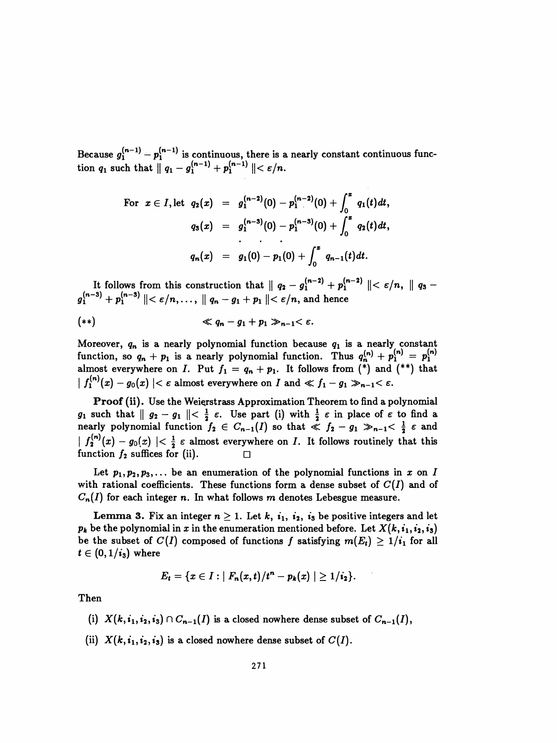Because $g_1^{(n-1)} - p_1^{(n-1)}$ is continuous, there is a nearly constant continuous function $q_1$ such that $\| q_1 - g_1^{(n-1)} + p_1^{(n-1)} \| < \varepsilon/n$.

$$
\begin{aligned}
\text{For } x \in I, \text{let } q_2(x) &= g_1^{(n-2)}(0) - p_1^{(n-2)}(0) + \int_0^x q_1(t)dt, \\
q_3(x) &= g_1^{(n-3)}(0) - p_1^{(n-3)}(0) + \int_0^x q_2(t)dt, \\
&\cdot \quad \cdot \quad \cdot \\
q_n(x) &= g_1(0) - p_1(0) + \int_0^x q_{n-1}(t)dt.
\end{aligned}
$$

It follows from this construction that $\| q_2 - g_1^{(n-2)} + p_1^{(n-2)} \| < \varepsilon/n$, $\| q_3 - g_1^{(n-3)} + p_1^{(n-3)} \| < \varepsilon/n, \ldots, \| q_n - g_1 + p_1 \| < \varepsilon/n$, and hence

$$
(**) \qquad \ll q_n - g_1 + p_1 \gg_{n-1} < \varepsilon.
$$

Moreover, $q_n$ is a nearly polynomial function because $q_1$ is a nearly constant function, so $q_n + p_1$ is a nearly polynomial function. Thus $q_n^{(n)} + p_1^{(n)} = p_1^{(n)}$ almost everywhere on $I$. Put $f_1 = q_n + p_1$. It follows from (*) and (**) that $| f_1^{(n)}(x) - g_0(x) | < \varepsilon$ almost everywhere on $I$ and $\ll f_1 - g_1 \gg_{n-1} < \varepsilon$.

**Proof (ii).** Use the Weierstrass Approximation Theorem to find a polynomial $g_1$ such that $\| g_2 - g_1 \| < \frac{1}{2}\varepsilon$. Use part (i) with $\frac{1}{2}\varepsilon$ in place of $\varepsilon$ to find a nearly polynomial function $f_2 \in C_{n-1}(I)$ so that $\ll f_2 - g_1 \gg_{n-1} < \frac{1}{2}\varepsilon$ and $| f_2^{(n)}(x) - g_0(x) | < \frac{1}{2}\varepsilon$ almost everywhere on $I$. It follows routinely that this function $f_2$ suffices for (ii). □

Let $p_1, p_2, p_3, \ldots$ be an enumeration of the polynomial functions in $x$ on $I$ with rational coefficients. These functions form a dense subset of $C(I)$ and of $C_n(I)$ for each integer $n$. In what follows $m$ denotes Lebesgue measure.

**Lemma 3.** Fix an integer $n \geq 1$. Let $k$, $i_1$, $i_2$, $i_3$ be positive integers and let $p_k$ be the polynomial in $x$ in the enumeration mentioned before. Let $X(k, i_1, i_2, i_3)$ be the subset of $C(I)$ composed of functions $f$ satisfying $m(E_t) \geq 1/i_1$ for all $t \in (0, 1/i_3)$ where

$$
E_t = \{x \in I : | F_n(x,t)/t^n - p_k(x) | \geq 1/i_2\}.
$$

Then

(i) $X(k, i_1, i_2, i_3) \cap C_{n-1}(I)$ is a closed nowhere dense subset of $C_{n-1}(I)$,

(ii) $X(k, i_1, i_2, i_3)$ is a closed nowhere dense subset of $C(I)$.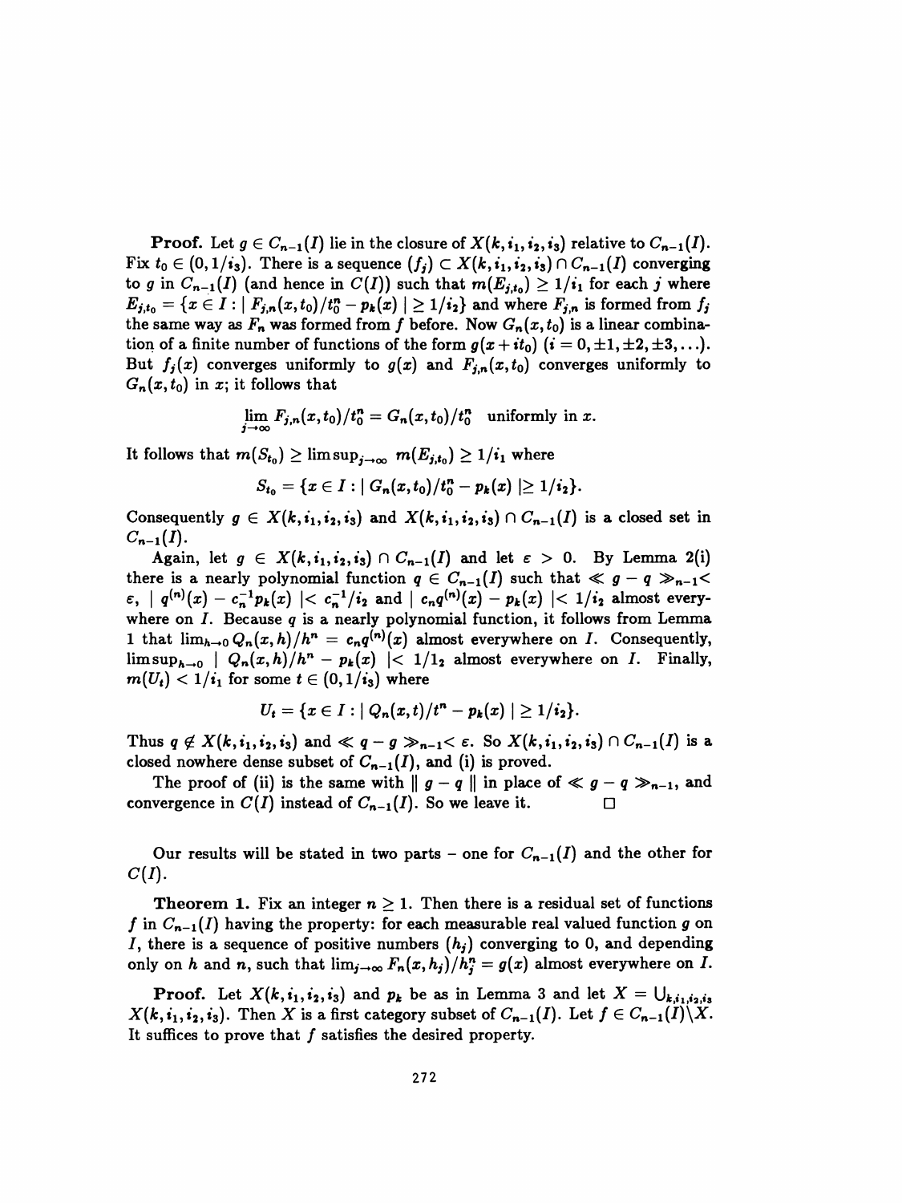**Proof.** Let $g \in C_{n-1}(I)$ lie in the closure of $X(k, i_1, i_2, i_3)$ relative to $C_{n-1}(I)$. Fix $t_0 \in (0, 1/i_3)$. There is a sequence $(f_j) \subset X(k, i_1, i_2, i_3) \cap C_{n-1}(I)$ converging to $g$ in $C_{n-1}(I)$ (and hence in $C(I)$) such that $m(E_{j,t_0}) \geq 1/i_1$ for each $j$ where $E_{j,t_0} = \{x \in I : | F_{j,n}(x, t_0)/t_0^n - p_k(x) | \geq 1/i_2\}$ and where $F_{j,n}$ is formed from $f_j$ the same way as $F_n$ was formed from $f$ before. Now $G_n(x, t_0)$ is a linear combination of a finite number of functions of the form $g(x + it_0)$ $(i = 0, \pm 1, \pm 2, \pm 3, \ldots)$. But $f_j(x)$ converges uniformly to $g(x)$ and $F_{j,n}(x, t_0)$ converges uniformly to $G_n(x, t_0)$ in $x$; it follows that

$$\lim_{j \to \infty} F_{j,n}(x, t_0)/t_0^n = G_n(x, t_0)/t_0^n \quad \text{uniformly in } x.$$

It follows that $m(S_{t_0}) \geq \limsup_{j \to \infty} m(E_{j,t_0}) \geq 1/i_1$ where

$$S_{t_0} = \{x \in I : | G_n(x, t_0)/t_0^n - p_k(x) | \geq 1/i_2\}.$$

Consequently $g \in X(k, i_1, i_2, i_3)$ and $X(k, i_1, i_2, i_3) \cap C_{n-1}(I)$ is a closed set in $C_{n-1}(I)$.

Again, let $g \in X(k, i_1, i_2, i_3) \cap C_{n-1}(I)$ and let $\varepsilon > 0$. By Lemma 2(i) there is a nearly polynomial function $q \in C_{n-1}(I)$ such that $\ll g - q \gg_{n-1} < \varepsilon$, $| q^{(n)}(x) - c_n^{-1} p_k(x) | < c_n^{-1}/i_2$ and $| c_n q^{(n)}(x) - p_k(x) | < 1/i_2$ almost everywhere on $I$. Because $q$ is a nearly polynomial function, it follows from Lemma 1 that $\lim_{h \to 0} Q_n(x, h)/h^n = c_n q^{(n)}(x)$ almost everywhere on $I$. Consequently, $\limsup_{h \to 0} | Q_n(x, h)/h^n - p_k(x) | < 1/1_2$ almost everywhere on $I$. Finally, $m(U_t) < 1/i_1$ for some $t \in (0, 1/i_3)$ where

$$U_t = \{x \in I : | Q_n(x, t)/t^n - p_k(x) | \geq 1/i_2\}.$$

Thus $q \notin X(k, i_1, i_2, i_3)$ and $\ll q - g \gg_{n-1} < \varepsilon$. So $X(k, i_1, i_2, i_3) \cap C_{n-1}(I)$ is a closed nowhere dense subset of $C_{n-1}(I)$, and (i) is proved.

The proof of (ii) is the same with $\| g - q \|$ in place of $\ll g - q \gg_{n-1}$, and convergence in $C(I)$ instead of $C_{n-1}(I)$. So we leave it. $\square$

Our results will be stated in two parts – one for $C_{n-1}(I)$ and the other for $C(I)$.

**Theorem 1.** Fix an integer $n \geq 1$. Then there is a residual set of functions $f$ in $C_{n-1}(I)$ having the property: for each measurable real valued function $g$ on $I$, there is a sequence of positive numbers $(h_j)$ converging to 0, and depending only on $h$ and $n$, such that $\lim_{j \to \infty} F_n(x, h_j)/h_j^n = g(x)$ almost everywhere on $I$.

**Proof.** Let $X(k, i_1, i_2, i_3)$ and $p_k$ be as in Lemma 3 and let $X = \bigcup_{k, i_1, i_2, i_3} X(k, i_1, i_2, i_3)$. Then $X$ is a first category subset of $C_{n-1}(I)$. Let $f \in C_{n-1}(I) \backslash X$. It suffices to prove that $f$ satisfies the desired property.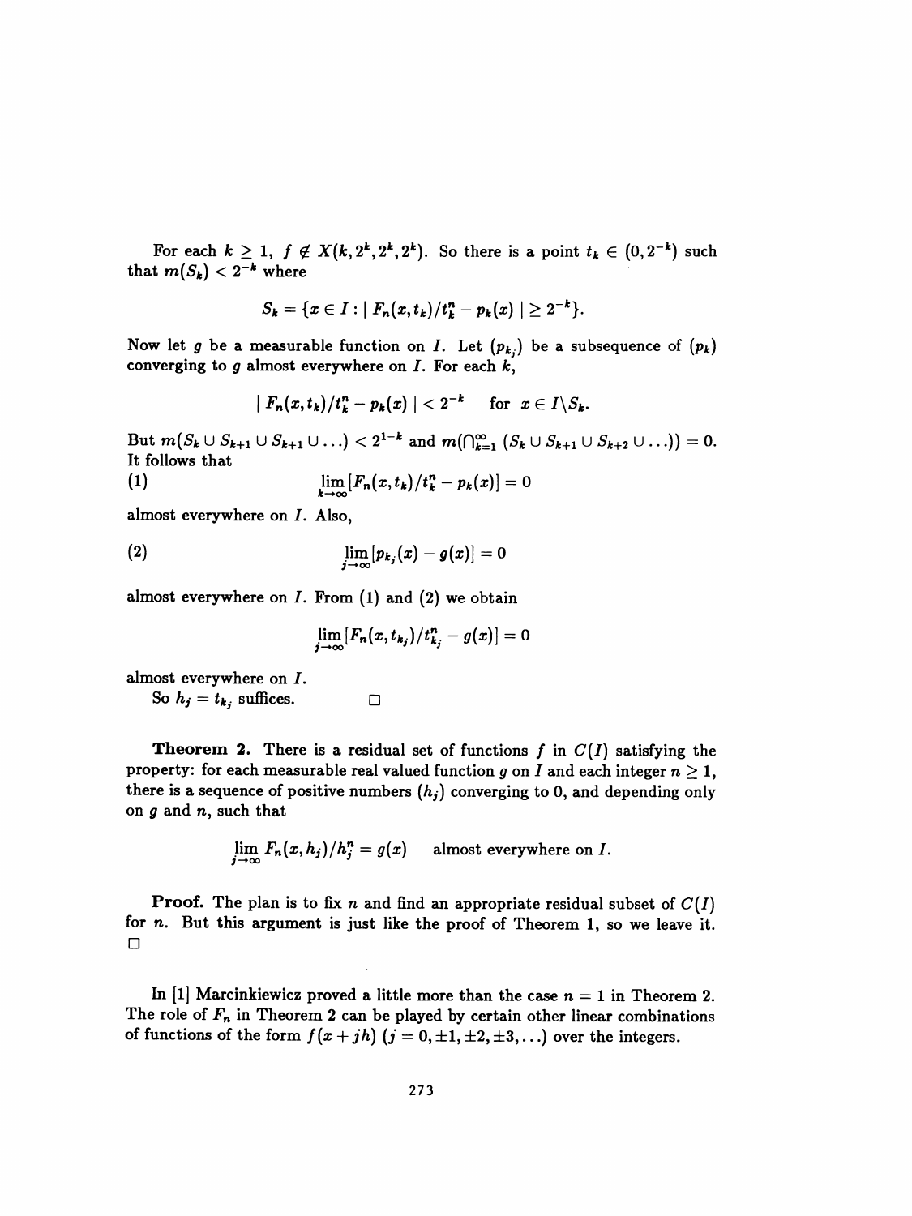For each $k \geq 1$, $f \notin X(k, 2^k, 2^k, 2^k)$. So there is a point $t_k \in (0, 2^{-k})$ such that $m(S_k) < 2^{-k}$ where

$$S_k = \{x \in I : | F_n(x, t_k)/t_k^n - p_k(x) | \geq 2^{-k}\}.$$

Now let $g$ be a measurable function on $I$. Let $(p_{k_j})$ be a subsequence of $(p_k)$ converging to $g$ almost everywhere on $I$. For each $k$,

$$| F_n(x, t_k)/t_k^n - p_k(x) | < 2^{-k} \quad \text{for } x \in I \backslash S_k.$$

But $m(S_k \cup S_{k+1} \cup S_{k+1} \cup \ldots) < 2^{1-k}$ and $m(\bigcap_{k=1}^{\infty} (S_k \cup S_{k+1} \cup S_{k+2} \cup \ldots)) = 0$. It follows that

$$\lim_{k \to \infty} [F_n(x, t_k)/t_k^n - p_k(x)] = 0 \tag{1}$$

almost everywhere on $I$. Also,

$$\lim_{j \to \infty} [p_{k_j}(x) - g(x)] = 0 \tag{2}$$

almost everywhere on $I$. From (1) and (2) we obtain

$$\lim_{j \to \infty} [F_n(x, t_{k_j})/t_{k_j}^n - g(x)] = 0$$

almost everywhere on $I$.

So $h_j = t_{k_j}$ suffices. □

**Theorem 2.** There is a residual set of functions $f$ in $C(I)$ satisfying the property: for each measurable real valued function $g$ on $I$ and each integer $n \geq 1$, there is a sequence of positive numbers $(h_j)$ converging to 0, and depending only on $g$ and $n$, such that

$$\lim_{j \to \infty} F_n(x, h_j)/h_j^n = g(x) \quad \text{almost everywhere on } I.$$

**Proof.** The plan is to fix $n$ and find an appropriate residual subset of $C(I)$ for $n$. But this argument is just like the proof of Theorem 1, so we leave it. □

In [1] Marcinkiewicz proved a little more than the case $n = 1$ in Theorem 2. The role of $F_n$ in Theorem 2 can be played by certain other linear combinations of functions of the form $f(x + jh)$ $(j = 0, \pm 1, \pm 2, \pm 3, \ldots)$ over the integers.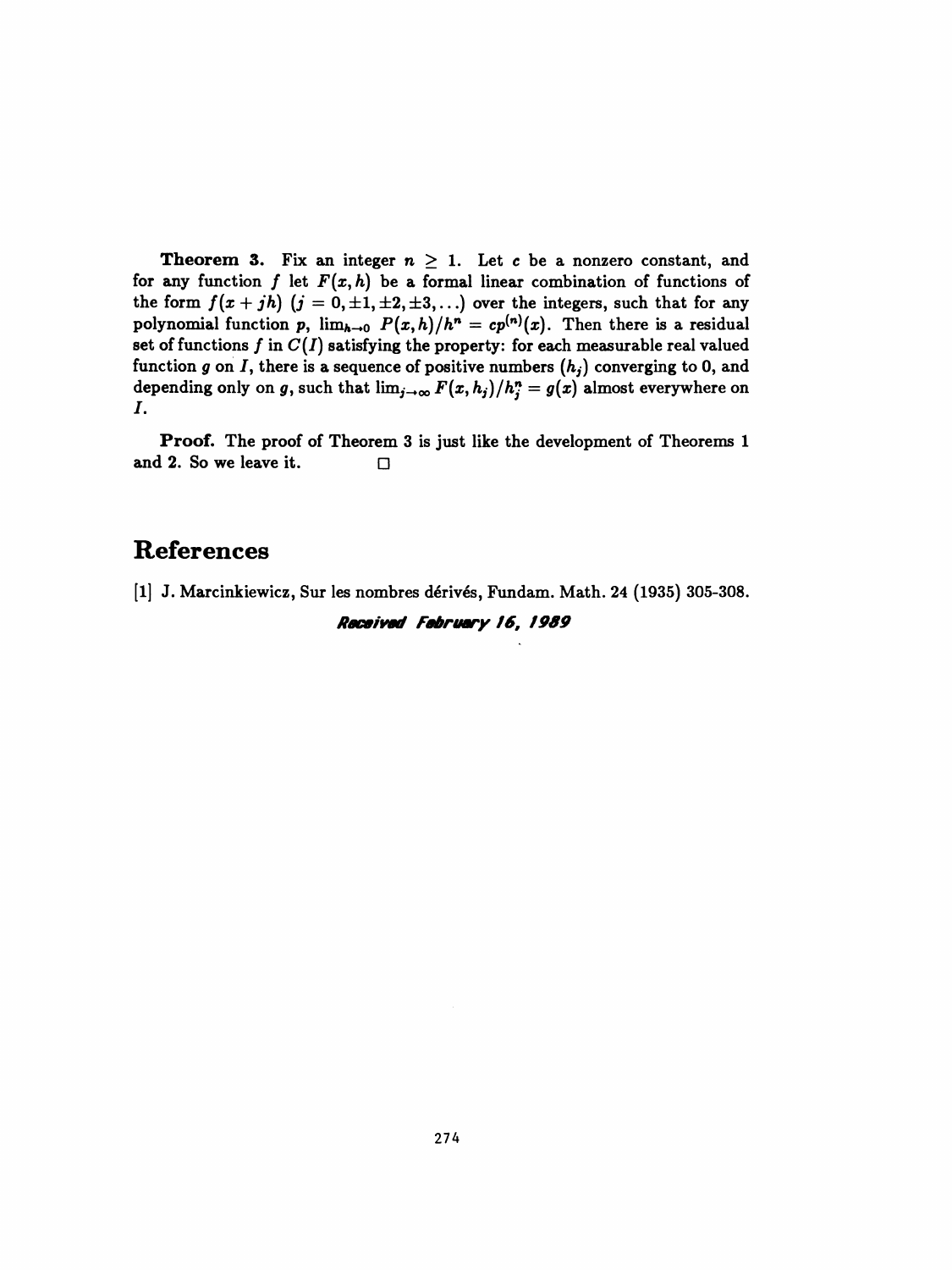**Theorem 3.** Fix an integer $n \geq 1$. Let $c$ be a nonzero constant, and for any function $f$ let $F(x, h)$ be a formal linear combination of functions of the form $f(x + jh)$ $(j = 0, \pm 1, \pm 2, \pm 3, \ldots)$ over the integers, such that for any polynomial function $p$, $\lim_{h \to 0} P(x, h)/h^n = cp^{(n)}(x)$. Then there is a residual set of functions $f$ in $C(I)$ satisfying the property: for each measurable real valued function $g$ on $I$, there is a sequence of positive numbers $(h_j)$ converging to 0, and depending only on $g$, such that $\lim_{j \to \infty} F(x, h_j)/h_j^n = g(x)$ almost everywhere on $I$.

**Proof.** The proof of Theorem 3 is just like the development of Theorems 1 and 2. So we leave it. $\square$

## References

[1] J. Marcinkiewicz, Sur les nombres dérivés, Fundam. Math. 24 (1935) 305-308.

*Received February 16, 1989*